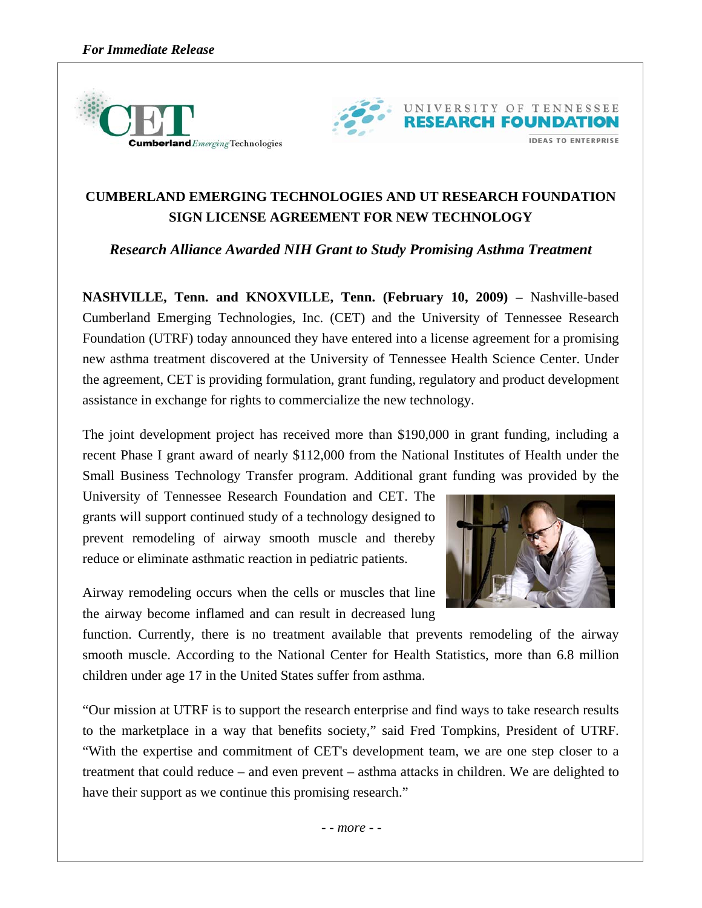*For Immediate Release*

**CUMBERLAND EMERGING TECHNOLOGIES AND UT RESEARCH FOUNDATION SIGN LICENSE AGREEMENT FOR NEW TECHNOLOGY**

***Research Alliance Awarded NIH Grant to Study Promising Asthma Treatment***

**NASHVILLE, Tenn. and KNOXVILLE, Tenn. (February 10, 2009) –** Nashville-based Cumberland Emerging Technologies, Inc. (CET) and the University of Tennessee Research Foundation (UTRF) today announced they have entered into a license agreement for a promising new asthma treatment discovered at the University of Tennessee Health Science Center. Under the agreement, CET is providing formulation, grant funding, regulatory and product development assistance in exchange for rights to commercialize the new technology.

The joint development project has received more than $190,000 in grant funding, including a recent Phase I grant award of nearly $112,000 from the National Institutes of Health under the Small Business Technology Transfer program. Additional grant funding was provided by the University of Tennessee Research Foundation and CET. The grants will support continued study of a technology designed to prevent remodeling of airway smooth muscle and thereby reduce or eliminate asthmatic reaction in pediatric patients.

Airway remodeling occurs when the cells or muscles that line the airway become inflamed and can result in decreased lung function. Currently, there is no treatment available that prevents remodeling of the airway smooth muscle. According to the National Center for Health Statistics, more than 6.8 million children under age 17 in the United States suffer from asthma.

"Our mission at UTRF is to support the research enterprise and find ways to take research results to the marketplace in a way that benefits society," said Fred Tompkins, President of UTRF. "With the expertise and commitment of CET's development team, we are one step closer to a treatment that could reduce – and even prevent – asthma attacks in children. We are delighted to have their support as we continue this promising research."

*- - more - -*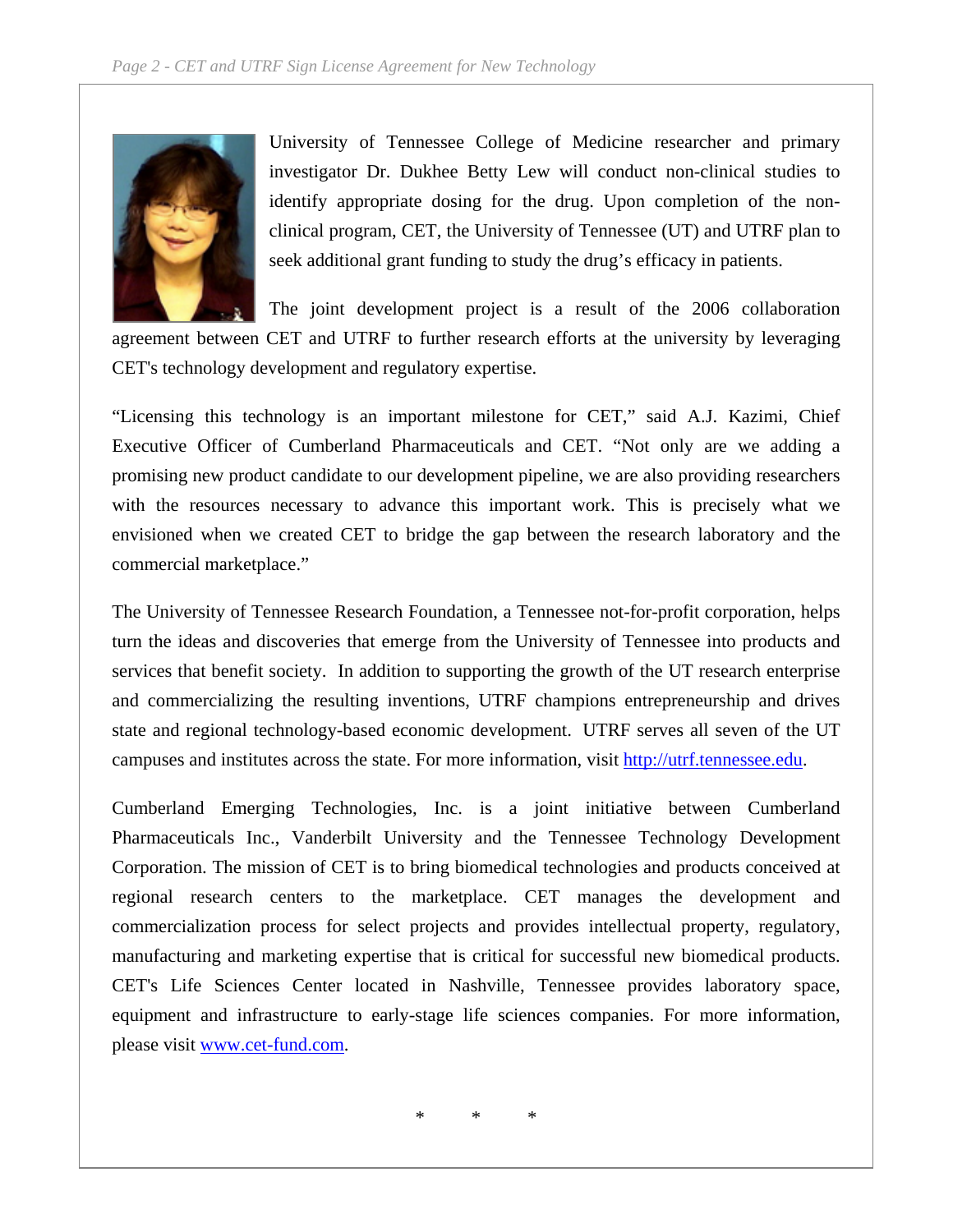University of Tennessee College of Medicine researcher and primary investigator Dr. Dukhee Betty Lew will conduct non-clinical studies to identify appropriate dosing for the drug. Upon completion of the non-clinical program, CET, the University of Tennessee (UT) and UTRF plan to seek additional grant funding to study the drug's efficacy in patients.

The joint development project is a result of the 2006 collaboration agreement between CET and UTRF to further research efforts at the university by leveraging CET's technology development and regulatory expertise.

"Licensing this technology is an important milestone for CET," said A.J. Kazimi, Chief Executive Officer of Cumberland Pharmaceuticals and CET. "Not only are we adding a promising new product candidate to our development pipeline, we are also providing researchers with the resources necessary to advance this important work. This is precisely what we envisioned when we created CET to bridge the gap between the research laboratory and the commercial marketplace."

The University of Tennessee Research Foundation, a Tennessee not-for-profit corporation, helps turn the ideas and discoveries that emerge from the University of Tennessee into products and services that benefit society. In addition to supporting the growth of the UT research enterprise and commercializing the resulting inventions, UTRF champions entrepreneurship and drives state and regional technology-based economic development. UTRF serves all seven of the UT campuses and institutes across the state. For more information, visit http://utrf.tennessee.edu.

Cumberland Emerging Technologies, Inc. is a joint initiative between Cumberland Pharmaceuticals Inc., Vanderbilt University and the Tennessee Technology Development Corporation. The mission of CET is to bring biomedical technologies and products conceived at regional research centers to the marketplace. CET manages the development and commercialization process for select projects and provides intellectual property, regulatory, manufacturing and marketing expertise that is critical for successful new biomedical products. CET's Life Sciences Center located in Nashville, Tennessee provides laboratory space, equipment and infrastructure to early-stage life sciences companies. For more information, please visit www.cet-fund.com.

\* \* \*